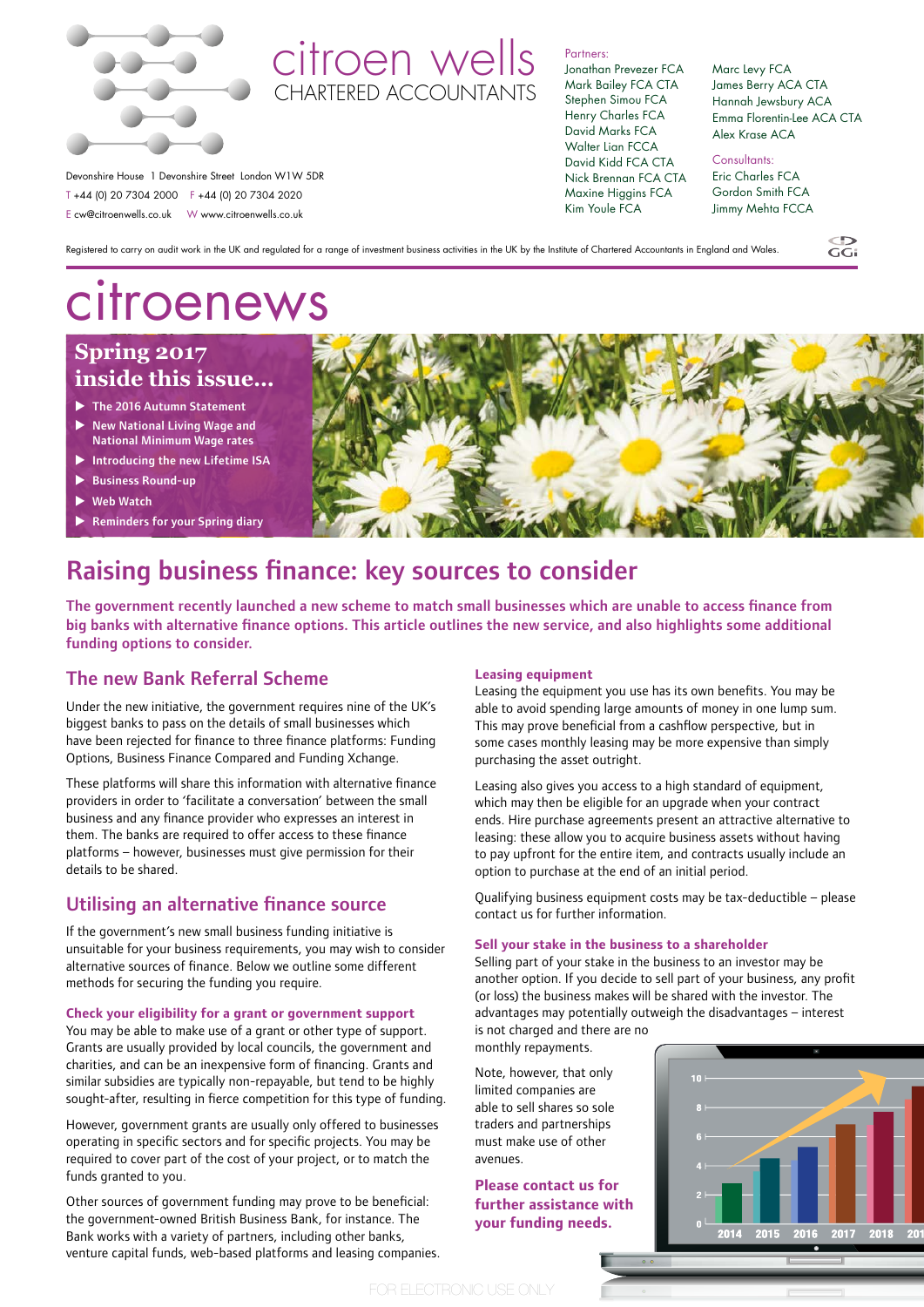citroen wells
CHARTERED ACCOUNTANTS

Devonshire House 1 Devonshire Street London W1W 5DR
T +44 (0) 20 7304 2000 F +44 (0) 20 7304 2020
E cw@citroenwells.co.uk W www.citroenwells.co.uk

Partners:
Jonathan Prevezer FCA
Mark Bailey FCA CTA
Stephen Simou FCA
Henry Charles FCA
David Marks FCA
Walter Lian FCCA
David Kidd FCA CTA
Nick Brennan FCA CTA
Maxine Higgins FCA
Kim Youle FCA
Marc Levy FCA
James Berry ACA CTA
Hannah Jewsbury ACA
Emma Florentin-Lee ACA CTA
Alex Krase ACA

Consultants:
Eric Charles FCA
Gordon Smith FCA
Jimmy Mehta FCCA

Registered to carry on audit work in the UK and regulated for a range of investment business activities in the UK by the Institute of Chartered Accountants in England and Wales.

# citroenews

**Spring 2017**
**inside this issue...**

- The 2016 Autumn Statement
- New National Living Wage and National Minimum Wage rates
- Introducing the new Lifetime ISA
- Business Round-up
- Web Watch
- Reminders for your Spring diary

## Raising business finance: key sources to consider

**The government recently launched a new scheme to match small businesses which are unable to access finance from big banks with alternative finance options. This article outlines the new service, and also highlights some additional funding options to consider.**

### The new Bank Referral Scheme

Under the new initiative, the government requires nine of the UK's biggest banks to pass on the details of small businesses which have been rejected for finance to three finance platforms: Funding Options, Business Finance Compared and Funding Xchange.

These platforms will share this information with alternative finance providers in order to 'facilitate a conversation' between the small business and any finance provider who expresses an interest in them. The banks are required to offer access to these finance platforms – however, businesses must give permission for their details to be shared.

### Utilising an alternative finance source

If the government's new small business funding initiative is unsuitable for your business requirements, you may wish to consider alternative sources of finance. Below we outline some different methods for securing the funding you require.

#### Check your eligibility for a grant or government support

You may be able to make use of a grant or other type of support. Grants are usually provided by local councils, the government and charities, and can be an inexpensive form of financing. Grants and similar subsidies are typically non-repayable, but tend to be highly sought-after, resulting in fierce competition for this type of funding.

However, government grants are usually only offered to businesses operating in specific sectors and for specific projects. You may be required to cover part of the cost of your project, or to match the funds granted to you.

Other sources of government funding may prove to be beneficial: the government-owned British Business Bank, for instance. The Bank works with a variety of partners, including other banks, venture capital funds, web-based platforms and leasing companies.

#### Leasing equipment

Leasing the equipment you use has its own benefits. You may be able to avoid spending large amounts of money in one lump sum. This may prove beneficial from a cashflow perspective, but in some cases monthly leasing may be more expensive than simply purchasing the asset outright.

Leasing also gives you access to a high standard of equipment, which may then be eligible for an upgrade when your contract ends. Hire purchase agreements present an attractive alternative to leasing: these allow you to acquire business assets without having to pay upfront for the entire item, and contracts usually include an option to purchase at the end of an initial period.

Qualifying business equipment costs may be tax-deductible – please contact us for further information.

#### Sell your stake in the business to a shareholder

Selling part of your stake in the business to an investor may be another option. If you decide to sell part of your business, any profit (or loss) the business makes will be shared with the investor. The advantages may potentially outweigh the disadvantages – interest is not charged and there are no monthly repayments.

Note, however, that only limited companies are able to sell shares so sole traders and partnerships must make use of other avenues.

**Please contact us for further assistance with your funding needs.**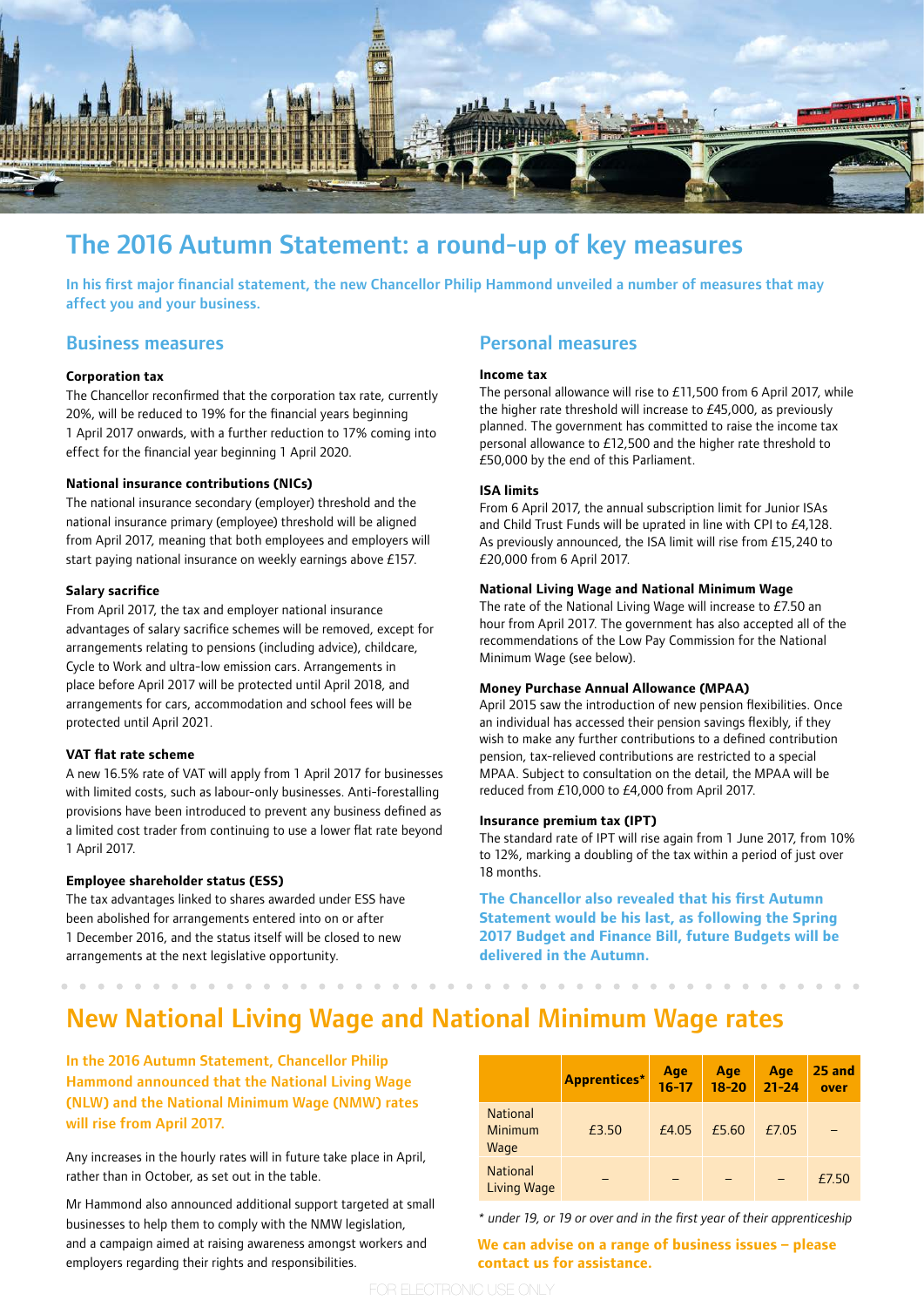# The 2016 Autumn Statement: a round-up of key measures

**In his first major financial statement, the new Chancellor Philip Hammond unveiled a number of measures that may affect you and your business.**

## Business measures

### Corporation tax

The Chancellor reconfirmed that the corporation tax rate, currently 20%, will be reduced to 19% for the financial years beginning 1 April 2017 onwards, with a further reduction to 17% coming into effect for the financial year beginning 1 April 2020.

### National insurance contributions (NICs)

The national insurance secondary (employer) threshold and the national insurance primary (employee) threshold will be aligned from April 2017, meaning that both employees and employers will start paying national insurance on weekly earnings above £157.

### Salary sacrifice

From April 2017, the tax and employer national insurance advantages of salary sacrifice schemes will be removed, except for arrangements relating to pensions (including advice), childcare, Cycle to Work and ultra-low emission cars. Arrangements in place before April 2017 will be protected until April 2018, and arrangements for cars, accommodation and school fees will be protected until April 2021.

### VAT flat rate scheme

A new 16.5% rate of VAT will apply from 1 April 2017 for businesses with limited costs, such as labour-only businesses. Anti-forestalling provisions have been introduced to prevent any business defined as a limited cost trader from continuing to use a lower flat rate beyond 1 April 2017.

### Employee shareholder status (ESS)

The tax advantages linked to shares awarded under ESS have been abolished for arrangements entered into on or after 1 December 2016, and the status itself will be closed to new arrangements at the next legislative opportunity.

## Personal measures

### Income tax

The personal allowance will rise to £11,500 from 6 April 2017, while the higher rate threshold will increase to £45,000, as previously planned. The government has committed to raise the income tax personal allowance to £12,500 and the higher rate threshold to £50,000 by the end of this Parliament.

### ISA limits

From 6 April 2017, the annual subscription limit for Junior ISAs and Child Trust Funds will be uprated in line with CPI to £4,128. As previously announced, the ISA limit will rise from £15,240 to £20,000 from 6 April 2017.

### National Living Wage and National Minimum Wage

The rate of the National Living Wage will increase to £7.50 an hour from April 2017. The government has also accepted all of the recommendations of the Low Pay Commission for the National Minimum Wage (see below).

### Money Purchase Annual Allowance (MPAA)

April 2015 saw the introduction of new pension flexibilities. Once an individual has accessed their pension savings flexibly, if they wish to make any further contributions to a defined contribution pension, tax-relieved contributions are restricted to a special MPAA. Subject to consultation on the detail, the MPAA will be reduced from £10,000 to £4,000 from April 2017.

### Insurance premium tax (IPT)

The standard rate of IPT will rise again from 1 June 2017, from 10% to 12%, marking a doubling of the tax within a period of just over 18 months.

**The Chancellor also revealed that his first Autumn Statement would be his last, as following the Spring 2017 Budget and Finance Bill, future Budgets will be delivered in the Autumn.**

# New National Living Wage and National Minimum Wage rates

**In the 2016 Autumn Statement, Chancellor Philip Hammond announced that the National Living Wage (NLW) and the National Minimum Wage (NMW) rates will rise from April 2017.**

Any increases in the hourly rates will in future take place in April, rather than in October, as set out in the table.

Mr Hammond also announced additional support targeted at small businesses to help them to comply with the NMW legislation, and a campaign aimed at raising awareness amongst workers and employers regarding their rights and responsibilities.

| | Apprentices* | Age 16-17 | Age 18-20 | Age 21-24 | 25 and over |
|---|---|---|---|---|---|
| National Minimum Wage | £3.50 | £4.05 | £5.60 | £7.05 | – |
| National Living Wage | – | – | – | – | £7.50 |

*\* under 19, or 19 or over and in the first year of their apprenticeship*

**We can advise on a range of business issues – please contact us for assistance.**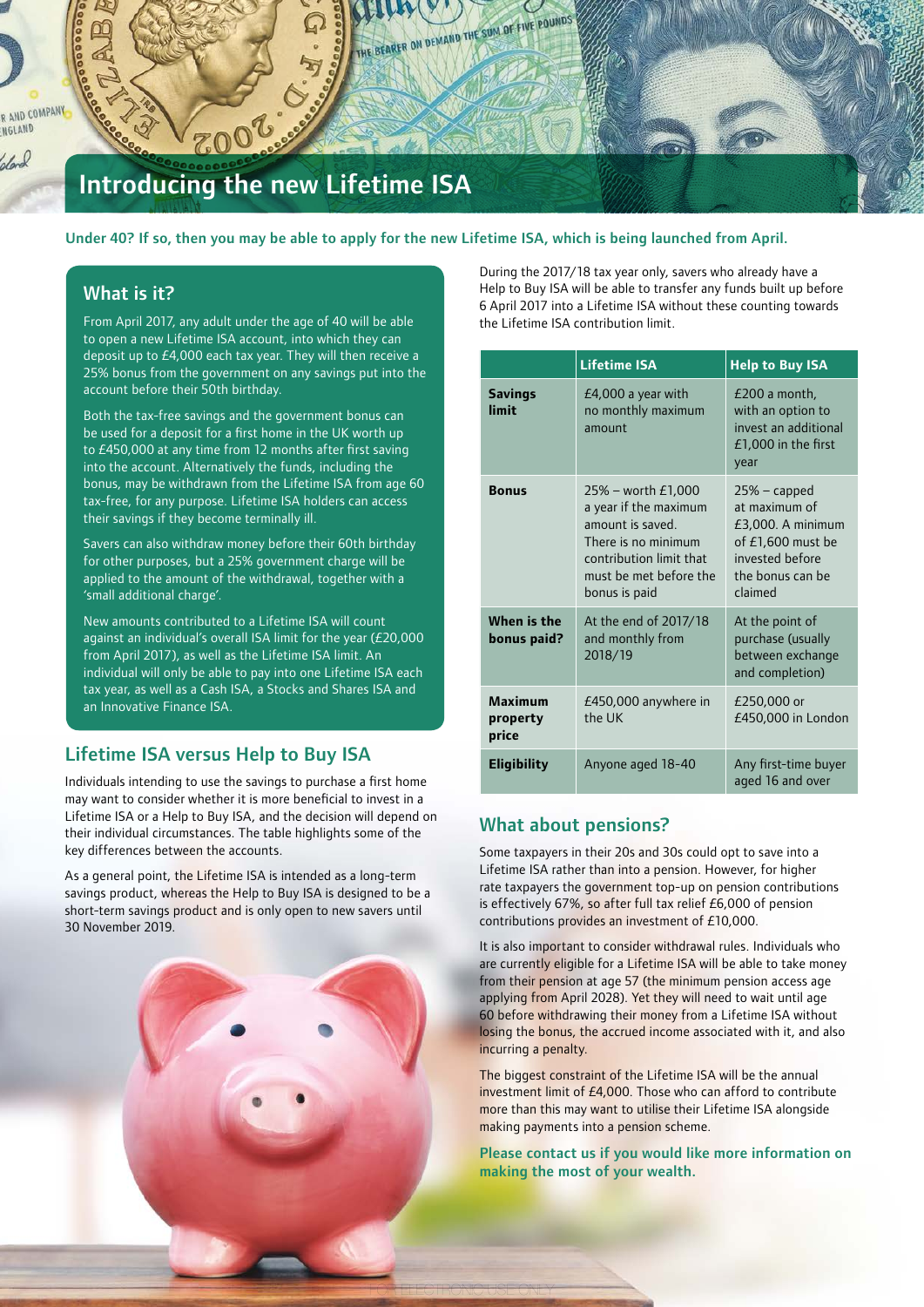# Introducing the new Lifetime ISA

**Under 40? If so, then you may be able to apply for the new Lifetime ISA, which is being launched from April.**

## What is it?

From April 2017, any adult under the age of 40 will be able to open a new Lifetime ISA account, into which they can deposit up to £4,000 each tax year. They will then receive a 25% bonus from the government on any savings put into the account before their 50th birthday.

Both the tax-free savings and the government bonus can be used for a deposit for a first home in the UK worth up to £450,000 at any time from 12 months after first saving into the account. Alternatively the funds, including the bonus, may be withdrawn from the Lifetime ISA from age 60 tax-free, for any purpose. Lifetime ISA holders can access their savings if they become terminally ill.

Savers can also withdraw money before their 60th birthday for other purposes, but a 25% government charge will be applied to the amount of the withdrawal, together with a 'small additional charge'.

New amounts contributed to a Lifetime ISA will count against an individual's overall ISA limit for the year (£20,000 from April 2017), as well as the Lifetime ISA limit. An individual will only be able to pay into one Lifetime ISA each tax year, as well as a Cash ISA, a Stocks and Shares ISA and an Innovative Finance ISA.

## Lifetime ISA versus Help to Buy ISA

Individuals intending to use the savings to purchase a first home may want to consider whether it is more beneficial to invest in a Lifetime ISA or a Help to Buy ISA, and the decision will depend on their individual circumstances. The table highlights some of the key differences between the accounts.

As a general point, the Lifetime ISA is intended as a long-term savings product, whereas the Help to Buy ISA is designed to be a short-term savings product and is only open to new savers until 30 November 2019.

During the 2017/18 tax year only, savers who already have a Help to Buy ISA will be able to transfer any funds built up before 6 April 2017 into a Lifetime ISA without these counting towards the Lifetime ISA contribution limit.

| | Lifetime ISA | Help to Buy ISA |
|---|---|---|
| **Savings limit** | £4,000 a year with no monthly maximum amount | £200 a month, with an option to invest an additional £1,000 in the first year |
| **Bonus** | 25% – worth £1,000 a year if the maximum amount is saved. There is no minimum contribution limit that must be met before the bonus is paid | 25% – capped at maximum of £3,000. A minimum of £1,600 must be invested before the bonus can be claimed |
| **When is the bonus paid?** | At the end of 2017/18 and monthly from 2018/19 | At the point of purchase (usually between exchange and completion) |
| **Maximum property price** | £450,000 anywhere in the UK | £250,000 or £450,000 in London |
| **Eligibility** | Anyone aged 18-40 | Any first-time buyer aged 16 and over |

## What about pensions?

Some taxpayers in their 20s and 30s could opt to save into a Lifetime ISA rather than into a pension. However, for higher rate taxpayers the government top-up on pension contributions is effectively 67%, so after full tax relief £6,000 of pension contributions provides an investment of £10,000.

It is also important to consider withdrawal rules. Individuals who are currently eligible for a Lifetime ISA will be able to take money from their pension at age 57 (the minimum pension access age applying from April 2028). Yet they will need to wait until age 60 before withdrawing their money from a Lifetime ISA without losing the bonus, the accrued income associated with it, and also incurring a penalty.

The biggest constraint of the Lifetime ISA will be the annual investment limit of £4,000. Those who can afford to contribute more than this may want to utilise their Lifetime ISA alongside making payments into a pension scheme.

**Please contact us if you would like more information on making the most of your wealth.**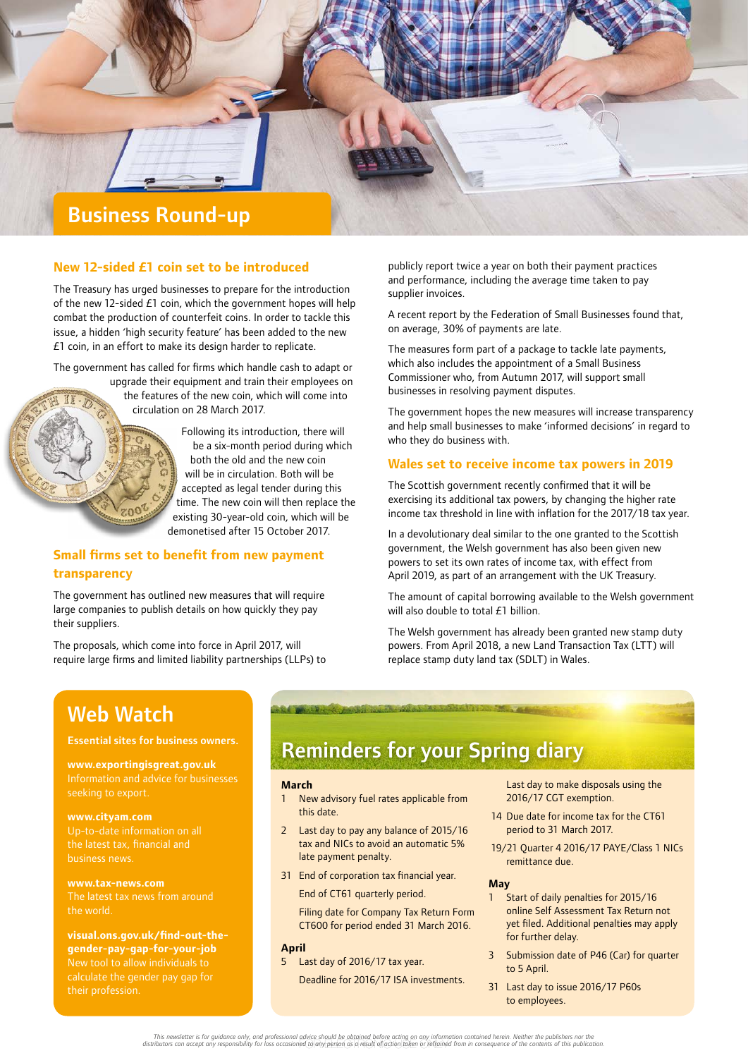# Business Round-up

## New 12-sided £1 coin set to be introduced

The Treasury has urged businesses to prepare for the introduction of the new 12-sided £1 coin, which the government hopes will help combat the production of counterfeit coins. In order to tackle this issue, a hidden 'high security feature' has been added to the new £1 coin, in an effort to make its design harder to replicate.

The government has called for firms which handle cash to adapt or upgrade their equipment and train their employees on the features of the new coin, which will come into circulation on 28 March 2017.

Following its introduction, there will be a six-month period during which both the old and the new coin will be in circulation. Both will be accepted as legal tender during this time. The new coin will then replace the existing 30-year-old coin, which will be demonetised after 15 October 2017.

## Small firms set to benefit from new payment transparency

The government has outlined new measures that will require large companies to publish details on how quickly they pay their suppliers.

The proposals, which come into force in April 2017, will require large firms and limited liability partnerships (LLPs) to publicly report twice a year on both their payment practices and performance, including the average time taken to pay supplier invoices.

A recent report by the Federation of Small Businesses found that, on average, 30% of payments are late.

The measures form part of a package to tackle late payments, which also includes the appointment of a Small Business Commissioner who, from Autumn 2017, will support small businesses in resolving payment disputes.

The government hopes the new measures will increase transparency and help small businesses to make 'informed decisions' in regard to who they do business with.

## Wales set to receive income tax powers in 2019

The Scottish government recently confirmed that it will be exercising its additional tax powers, by changing the higher rate income tax threshold in line with inflation for the 2017/18 tax year.

In a devolutionary deal similar to the one granted to the Scottish government, the Welsh government has also been given new powers to set its own rates of income tax, with effect from April 2019, as part of an arrangement with the UK Treasury.

The amount of capital borrowing available to the Welsh government will also double to total £1 billion.

The Welsh government has already been granted new stamp duty powers. From April 2018, a new Land Transaction Tax (LTT) will replace stamp duty land tax (SDLT) in Wales.

# Web Watch

Essential sites for business owners.

**www.exportingisgreat.gov.uk**
Information and advice for businesses seeking to export.

**www.cityam.com**
Up-to-date information on all the latest tax, financial and business news.

**www.tax-news.com**
The latest tax news from around the world.

**visual.ons.gov.uk/find-out-the-gender-pay-gap-for-your-job**
New tool to allow individuals to calculate the gender pay gap for their profession.

# Reminders for your Spring diary

### March

1 New advisory fuel rates applicable from this date.

2 Last day to pay any balance of 2015/16 tax and NICs to avoid an automatic 5% late payment penalty.

31 End of corporation tax financial year.
End of CT61 quarterly period.
Filing date for Company Tax Return Form CT600 for period ended 31 March 2016.

### April

5 Last day of 2016/17 tax year.
Deadline for 2016/17 ISA investments.
Last day to make disposals using the 2016/17 CGT exemption.

14 Due date for income tax for the CT61 period to 31 March 2017.

19/21 Quarter 4 2016/17 PAYE/Class 1 NICs remittance due.

### May

1 Start of daily penalties for 2015/16 online Self Assessment Tax Return not yet filed. Additional penalties may apply for further delay.

3 Submission date of P46 (Car) for quarter to 5 April.

31 Last day to issue 2016/17 P60s to employees.

*This newsletter is for guidance only, and professional advice should be obtained before acting on any information contained herein. Neither the publishers nor the distributors can accept any responsibility for loss occasioned to any person as a result of action taken or refrained from in consequence of the contents of this publication.*